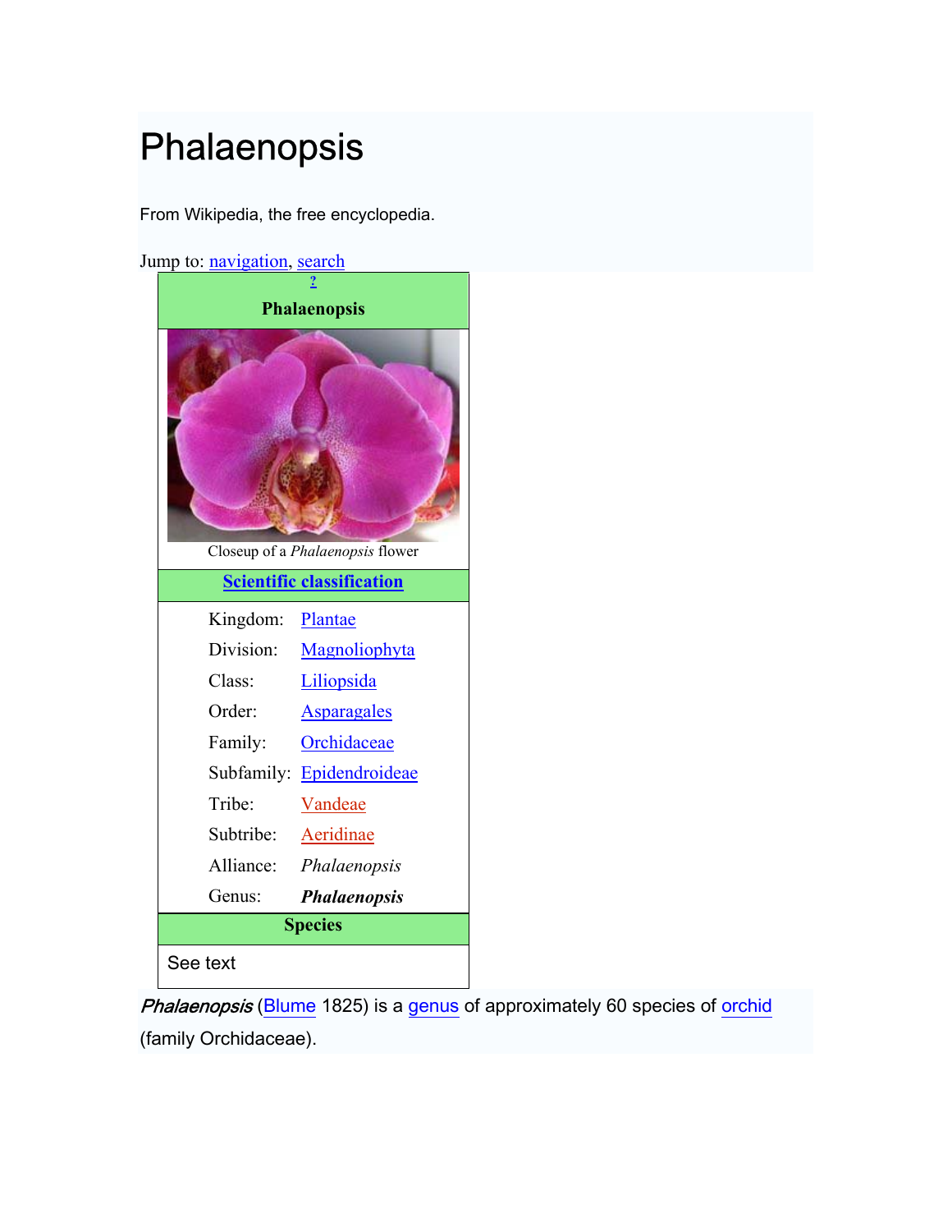# Phalaenopsis

From Wikipedia, the free encyclopedia.

Jump to: navigation, search

| **Phalaenopsis** | |
|---|---|
| Closeup of a *Phalaenopsis* flower | |
| **Scientific classification** | |
| Kingdom: | Plantae |
| Division: | Magnoliophyta |
| Class: | Liliopsida |
| Order: | Asparagales |
| Family: | Orchidaceae |
| Subfamily: | Epidendroideae |
| Tribe: | Vandeae |
| Subtribe: | Aeridinae |
| Alliance: | *Phalaenopsis* |
| Genus: | ***Phalaenopsis*** |
| **Species** | |
| See text | |

*Phalaenopsis* (Blume 1825) is a genus of approximately 60 species of orchid (family Orchidaceae).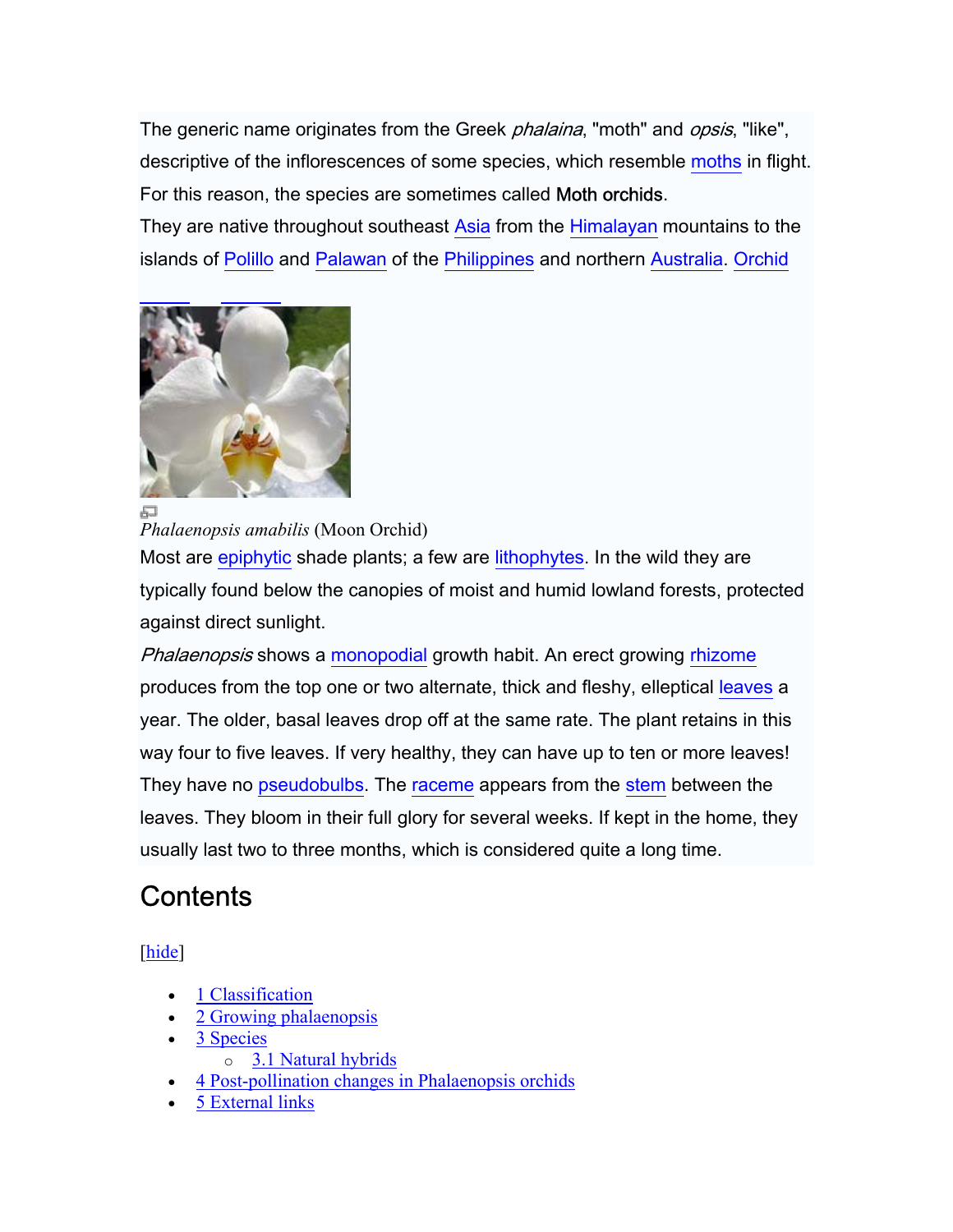The generic name originates from the Greek *phalaina*, "moth" and *opsis*, "like", descriptive of the inflorescences of some species, which resemble moths in flight. For this reason, the species are sometimes called **Moth orchids**.

They are native throughout southeast Asia from the Himalayan mountains to the islands of Polillo and Palawan of the Philippines and northern Australia. Orchid

*Phalaenopsis amabilis* (Moon Orchid)

Most are epiphytic shade plants; a few are lithophytes. In the wild they are typically found below the canopies of moist and humid lowland forests, protected against direct sunlight.

*Phalaenopsis* shows a monopodial growth habit. An erect growing rhizome produces from the top one or two alternate, thick and fleshy, elleptical leaves a year. The older, basal leaves drop off at the same rate. The plant retains in this way four to five leaves. If very healthy, they can have up to ten or more leaves! They have no pseudobulbs. The raceme appears from the stem between the leaves. They bloom in their full glory for several weeks. If kept in the home, they usually last two to three months, which is considered quite a long time.

## Contents

[hide]

- 1 Classification
- 2 Growing phalaenopsis
- 3 Species
  - 3.1 Natural hybrids
- 4 Post-pollination changes in Phalaenopsis orchids
- 5 External links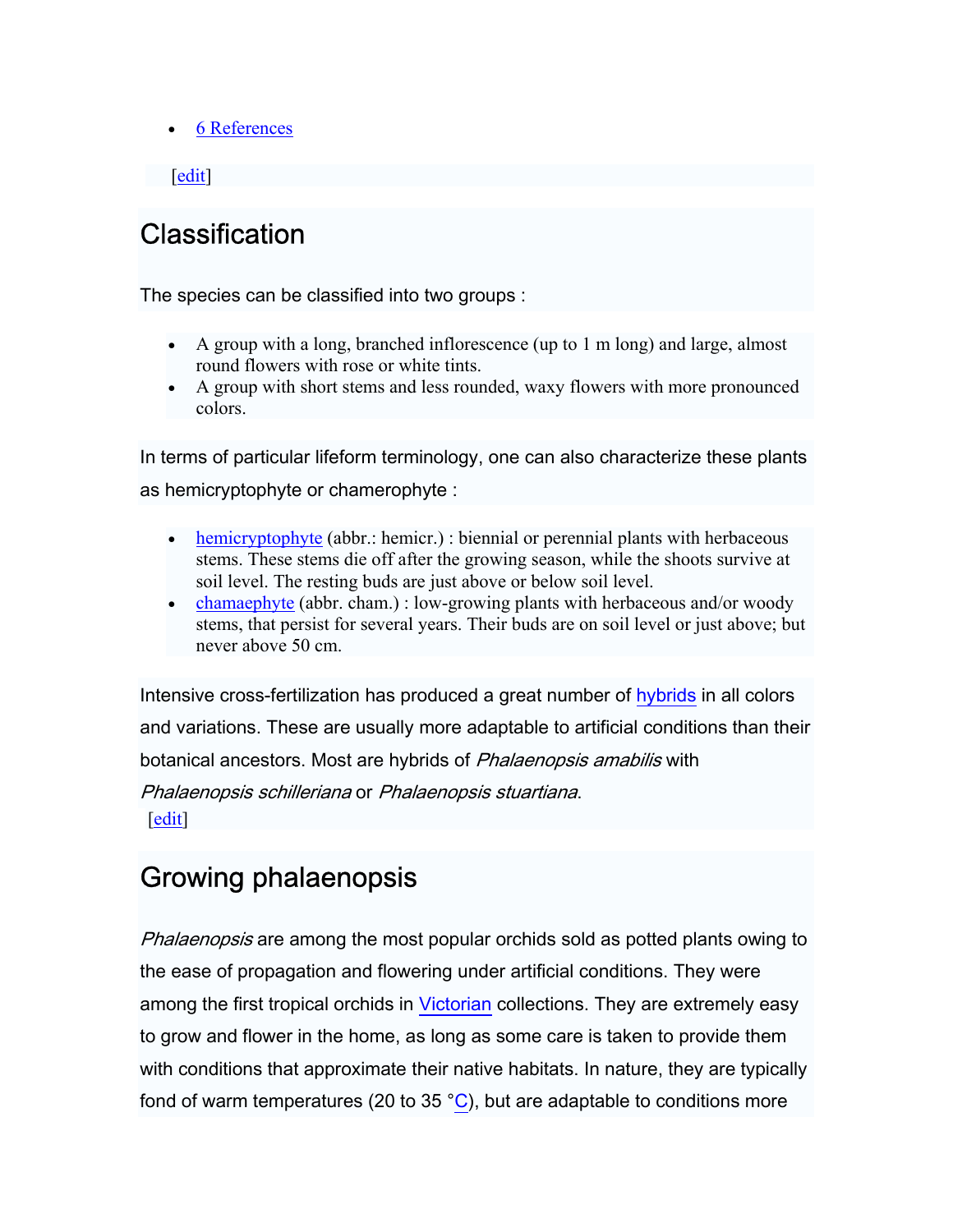- 6 References

[edit]

## Classification

The species can be classified into two groups :

- A group with a long, branched inflorescence (up to 1 m long) and large, almost round flowers with rose or white tints.
- A group with short stems and less rounded, waxy flowers with more pronounced colors.

In terms of particular lifeform terminology, one can also characterize these plants as hemicryptophyte or chamerophyte :

- hemicryptophyte (abbr.: hemicr.) : biennial or perennial plants with herbaceous stems. These stems die off after the growing season, while the shoots survive at soil level. The resting buds are just above or below soil level.
- chamaephyte (abbr. cham.) : low-growing plants with herbaceous and/or woody stems, that persist for several years. Their buds are on soil level or just above; but never above 50 cm.

Intensive cross-fertilization has produced a great number of hybrids in all colors and variations. These are usually more adaptable to artificial conditions than their botanical ancestors. Most are hybrids of *Phalaenopsis amabilis* with *Phalaenopsis schilleriana* or *Phalaenopsis stuartiana*.

[edit]

## Growing phalaenopsis

*Phalaenopsis* are among the most popular orchids sold as potted plants owing to the ease of propagation and flowering under artificial conditions. They were among the first tropical orchids in Victorian collections. They are extremely easy to grow and flower in the home, as long as some care is taken to provide them with conditions that approximate their native habitats. In nature, they are typically fond of warm temperatures (20 to 35 °C), but are adaptable to conditions more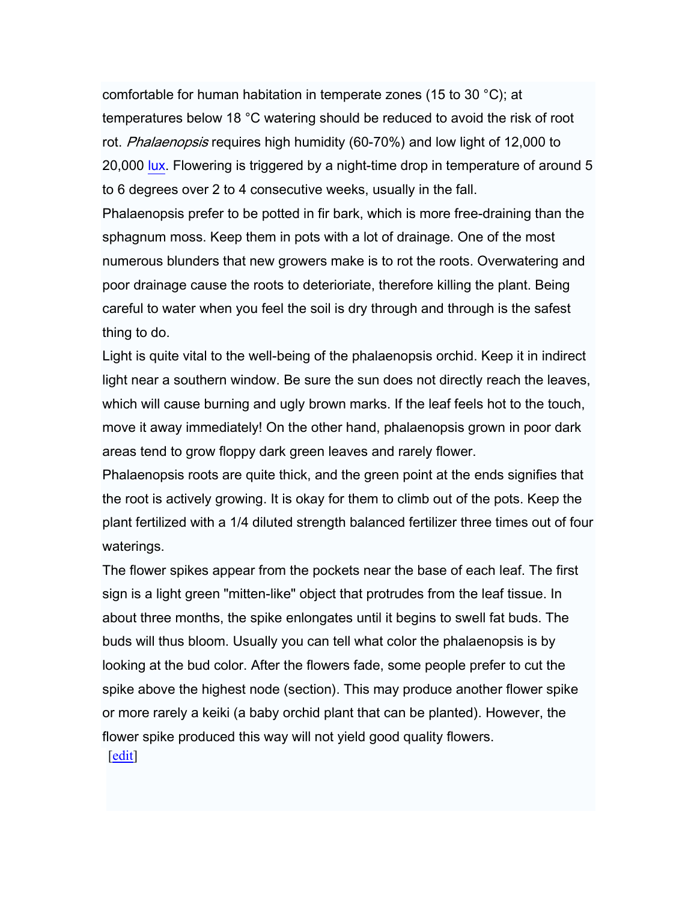comfortable for human habitation in temperate zones (15 to 30 °C); at temperatures below 18 °C watering should be reduced to avoid the risk of root rot. *Phalaenopsis* requires high humidity (60-70%) and low light of 12,000 to 20,000 lux. Flowering is triggered by a night-time drop in temperature of around 5 to 6 degrees over 2 to 4 consecutive weeks, usually in the fall.

Phalaenopsis prefer to be potted in fir bark, which is more free-draining than the sphagnum moss. Keep them in pots with a lot of drainage. One of the most numerous blunders that new growers make is to rot the roots. Overwatering and poor drainage cause the roots to deteriorate, therefore killing the plant. Being careful to water when you feel the soil is dry through and through is the safest thing to do.

Light is quite vital to the well-being of the phalaenopsis orchid. Keep it in indirect light near a southern window. Be sure the sun does not directly reach the leaves, which will cause burning and ugly brown marks. If the leaf feels hot to the touch, move it away immediately! On the other hand, phalaenopsis grown in poor dark areas tend to grow floppy dark green leaves and rarely flower.

Phalaenopsis roots are quite thick, and the green point at the ends signifies that the root is actively growing. It is okay for them to climb out of the pots. Keep the plant fertilized with a 1/4 diluted strength balanced fertilizer three times out of four waterings.

The flower spikes appear from the pockets near the base of each leaf. The first sign is a light green "mitten-like" object that protrudes from the leaf tissue. In about three months, the spike enlongates until it begins to swell fat buds. The buds will thus bloom. Usually you can tell what color the phalaenopsis is by looking at the bud color. After the flowers fade, some people prefer to cut the spike above the highest node (section). This may produce another flower spike or more rarely a keiki (a baby orchid plant that can be planted). However, the flower spike produced this way will not yield good quality flowers.

[edit]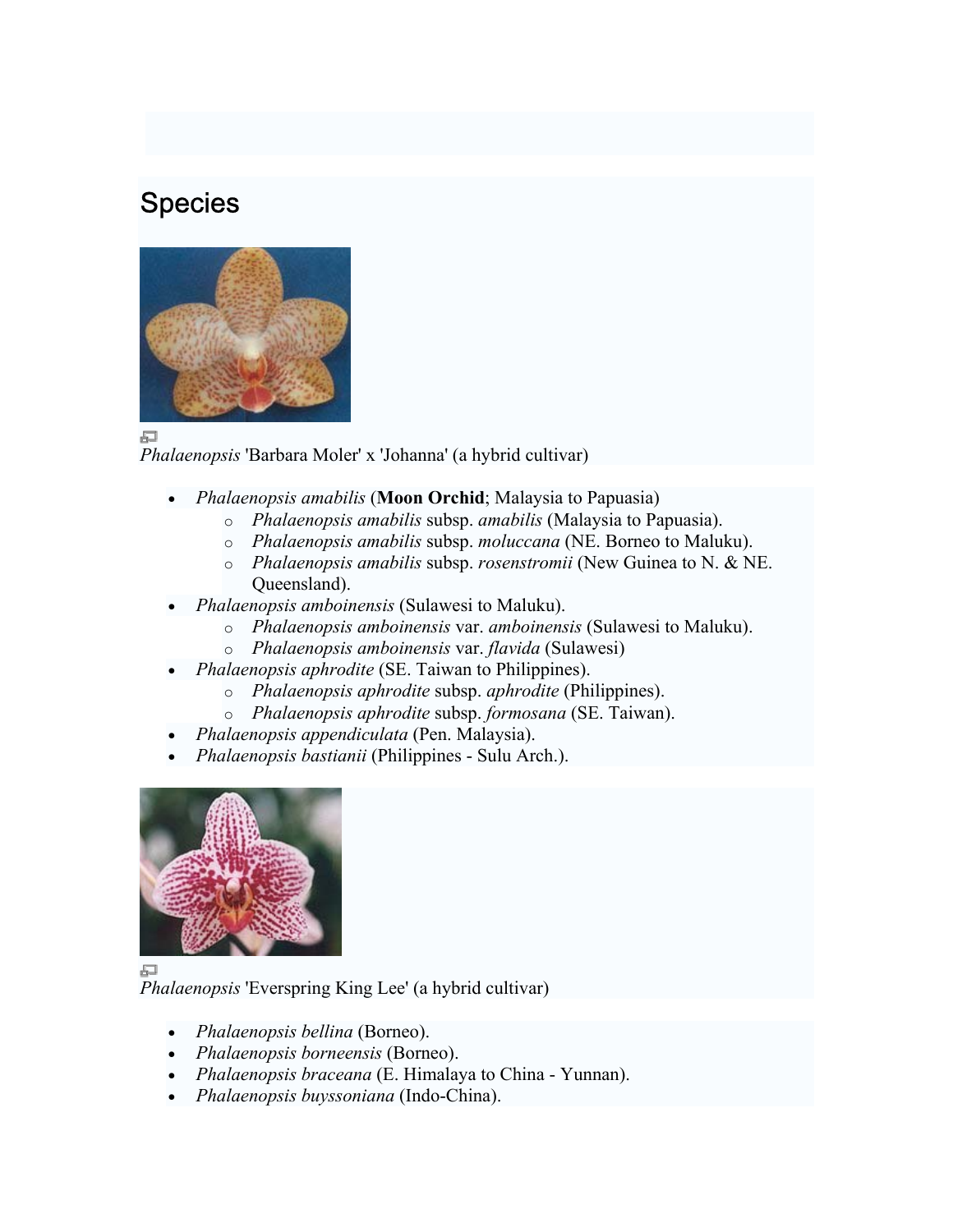## Species

*Phalaenopsis* 'Barbara Moler' x 'Johanna' (a hybrid cultivar)

- *Phalaenopsis amabilis* (**Moon Orchid**; Malaysia to Papuasia)
  - *Phalaenopsis amabilis* subsp. *amabilis* (Malaysia to Papuasia).
  - *Phalaenopsis amabilis* subsp. *moluccana* (NE. Borneo to Maluku).
  - *Phalaenopsis amabilis* subsp. *rosenstromii* (New Guinea to N. & NE. Queensland).
- *Phalaenopsis amboinensis* (Sulawesi to Maluku).
  - *Phalaenopsis amboinensis* var. *amboinensis* (Sulawesi to Maluku).
  - *Phalaenopsis amboinensis* var. *flavida* (Sulawesi)
- *Phalaenopsis aphrodite* (SE. Taiwan to Philippines).
  - *Phalaenopsis aphrodite* subsp. *aphrodite* (Philippines).
  - *Phalaenopsis aphrodite* subsp. *formosana* (SE. Taiwan).
- *Phalaenopsis appendiculata* (Pen. Malaysia).
- *Phalaenopsis bastianii* (Philippines - Sulu Arch.).

*Phalaenopsis* 'Everspring King Lee' (a hybrid cultivar)

- *Phalaenopsis bellina* (Borneo).
- *Phalaenopsis borneensis* (Borneo).
- *Phalaenopsis braceana* (E. Himalaya to China - Yunnan).
- *Phalaenopsis buyssoniana* (Indo-China).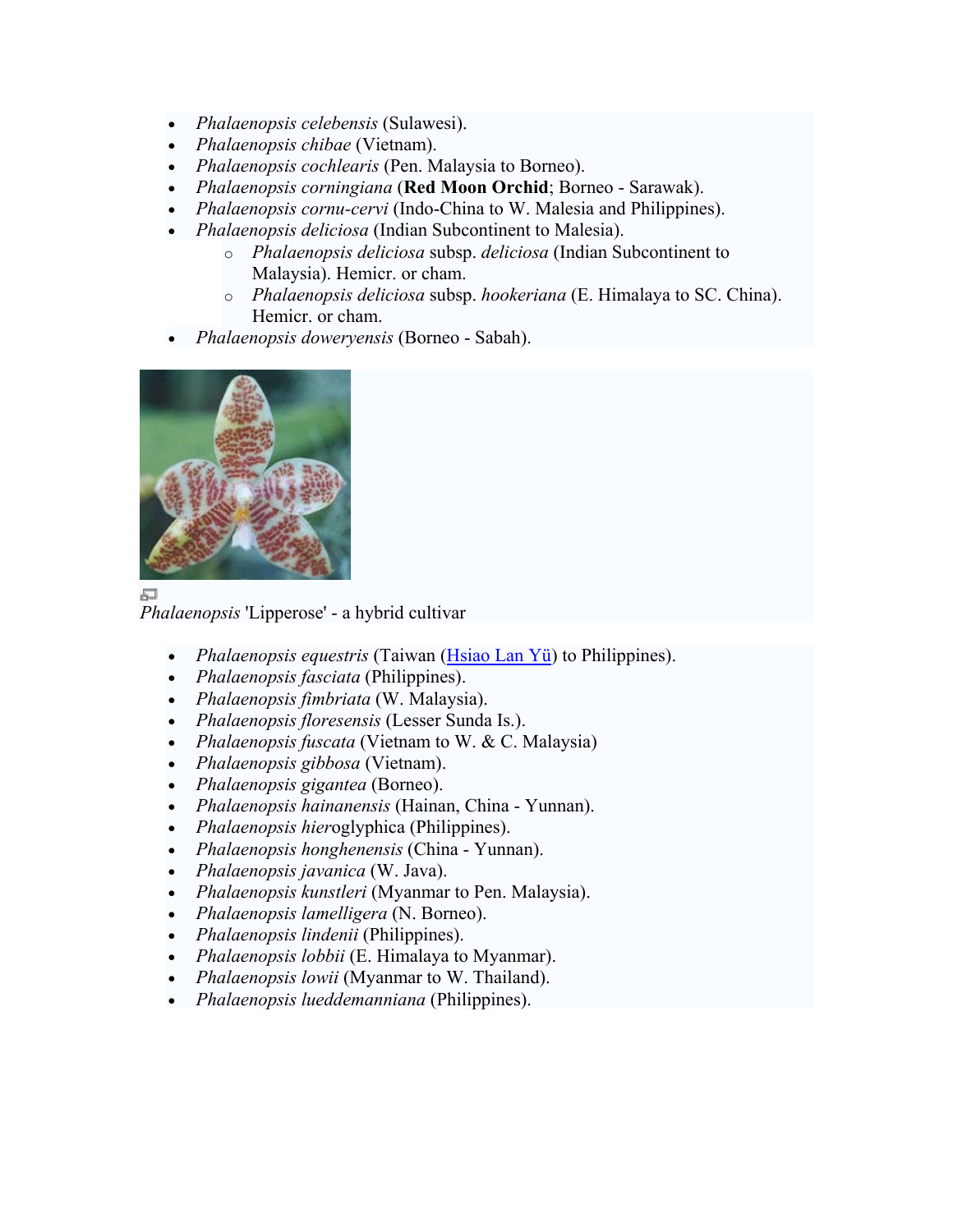- *Phalaenopsis celebensis* (Sulawesi).
- *Phalaenopsis chibae* (Vietnam).
- *Phalaenopsis cochlearis* (Pen. Malaysia to Borneo).
- *Phalaenopsis corningiana* (**Red Moon Orchid**; Borneo - Sarawak).
- *Phalaenopsis cornu-cervi* (Indo-China to W. Malesia and Philippines).
- *Phalaenopsis deliciosa* (Indian Subcontinent to Malesia).
    - *Phalaenopsis deliciosa* subsp. *deliciosa* (Indian Subcontinent to Malaysia). Hemicr. or cham.
    - *Phalaenopsis deliciosa* subsp. *hookeriana* (E. Himalaya to SC. China). Hemicr. or cham.
- *Phalaenopsis doweryensis* (Borneo - Sabah).

*Phalaenopsis* 'Lipperose' - a hybrid cultivar

- *Phalaenopsis equestris* (Taiwan (Hsiao Lan Yü) to Philippines).
- *Phalaenopsis fasciata* (Philippines).
- *Phalaenopsis fimbriata* (W. Malaysia).
- *Phalaenopsis floresensis* (Lesser Sunda Is.).
- *Phalaenopsis fuscata* (Vietnam to W. & C. Malaysia)
- *Phalaenopsis gibbosa* (Vietnam).
- *Phalaenopsis gigantea* (Borneo).
- *Phalaenopsis hainanensis* (Hainan, China - Yunnan).
- *Phalaenopsis hier*oglyphica (Philippines).
- *Phalaenopsis honghenensis* (China - Yunnan).
- *Phalaenopsis javanica* (W. Java).
- *Phalaenopsis kunstleri* (Myanmar to Pen. Malaysia).
- *Phalaenopsis lamelligera* (N. Borneo).
- *Phalaenopsis lindenii* (Philippines).
- *Phalaenopsis lobbii* (E. Himalaya to Myanmar).
- *Phalaenopsis lowii* (Myanmar to W. Thailand).
- *Phalaenopsis lueddemanniana* (Philippines).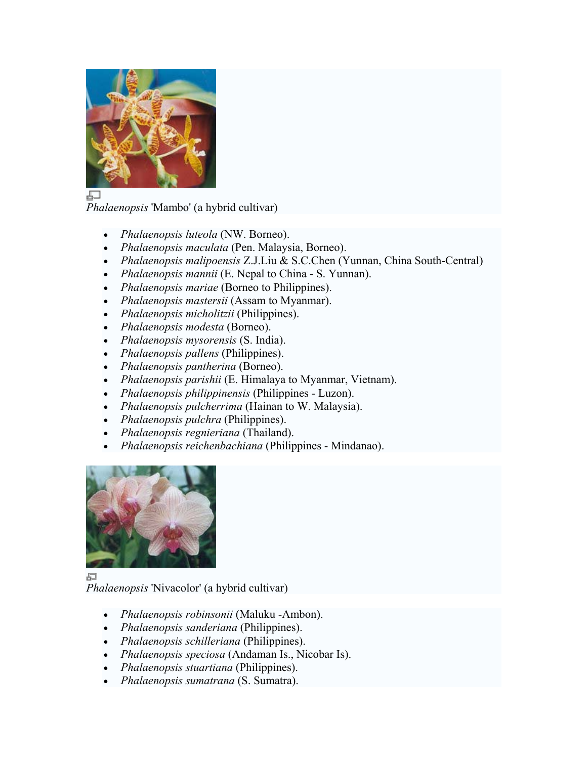*Phalaenopsis* 'Mambo' (a hybrid cultivar)

- *Phalaenopsis luteola* (NW. Borneo).
- *Phalaenopsis maculata* (Pen. Malaysia, Borneo).
- *Phalaenopsis malipoensis* Z.J.Liu & S.C.Chen (Yunnan, China South-Central)
- *Phalaenopsis mannii* (E. Nepal to China - S. Yunnan).
- *Phalaenopsis mariae* (Borneo to Philippines).
- *Phalaenopsis mastersii* (Assam to Myanmar).
- *Phalaenopsis micholitzii* (Philippines).
- *Phalaenopsis modesta* (Borneo).
- *Phalaenopsis mysorensis* (S. India).
- *Phalaenopsis pallens* (Philippines).
- *Phalaenopsis pantherina* (Borneo).
- *Phalaenopsis parishii* (E. Himalaya to Myanmar, Vietnam).
- *Phalaenopsis philippinensis* (Philippines - Luzon).
- *Phalaenopsis pulcherrima* (Hainan to W. Malaysia).
- *Phalaenopsis pulchra* (Philippines).
- *Phalaenopsis regnieriana* (Thailand).
- *Phalaenopsis reichenbachiana* (Philippines - Mindanao).

*Phalaenopsis* 'Nivacolor' (a hybrid cultivar)

- *Phalaenopsis robinsonii* (Maluku -Ambon).
- *Phalaenopsis sanderiana* (Philippines).
- *Phalaenopsis schilleriana* (Philippines).
- *Phalaenopsis speciosa* (Andaman Is., Nicobar Is).
- *Phalaenopsis stuartiana* (Philippines).
- *Phalaenopsis sumatrana* (S. Sumatra).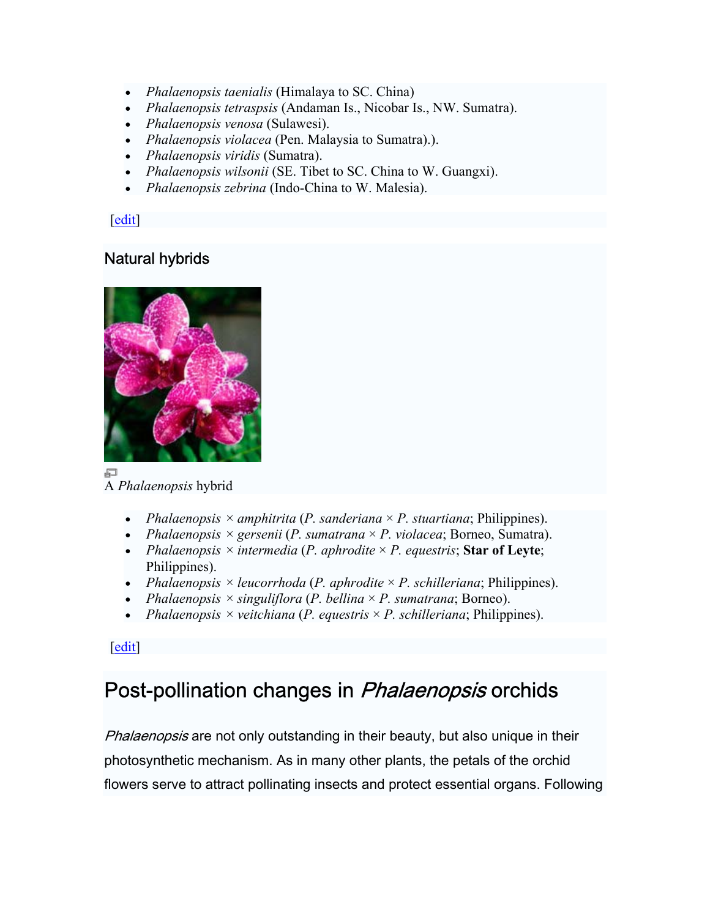- *Phalaenopsis taenialis* (Himalaya to SC. China)
- *Phalaenopsis tetraspsis* (Andaman Is., Nicobar Is., NW. Sumatra).
- *Phalaenopsis venosa* (Sulawesi).
- *Phalaenopsis violacea* (Pen. Malaysia to Sumatra).).
- *Phalaenopsis viridis* (Sumatra).
- *Phalaenopsis wilsonii* (SE. Tibet to SC. China to W. Guangxi).
- *Phalaenopsis zebrina* (Indo-China to W. Malesia).

[edit]

### Natural hybrids

A *Phalaenopsis* hybrid

- *Phalaenopsis* × *amphitrita* (*P. sanderiana* × *P. stuartiana*; Philippines).
- *Phalaenopsis* × *gersenii* (*P. sumatrana* × *P. violacea*; Borneo, Sumatra).
- *Phalaenopsis* × *intermedia* (*P. aphrodite* × *P. equestris*; **Star of Leyte**; Philippines).
- *Phalaenopsis* × *leucorrhoda* (*P. aphrodite* × *P. schilleriana*; Philippines).
- *Phalaenopsis* × *singuliflora* (*P. bellina* × *P. sumatrana*; Borneo).
- *Phalaenopsis* × *veitchiana* (*P. equestris* × *P. schilleriana*; Philippines).

[edit]

## Post-pollination changes in *Phalaenopsis* orchids

*Phalaenopsis* are not only outstanding in their beauty, but also unique in their photosynthetic mechanism. As in many other plants, the petals of the orchid flowers serve to attract pollinating insects and protect essential organs. Following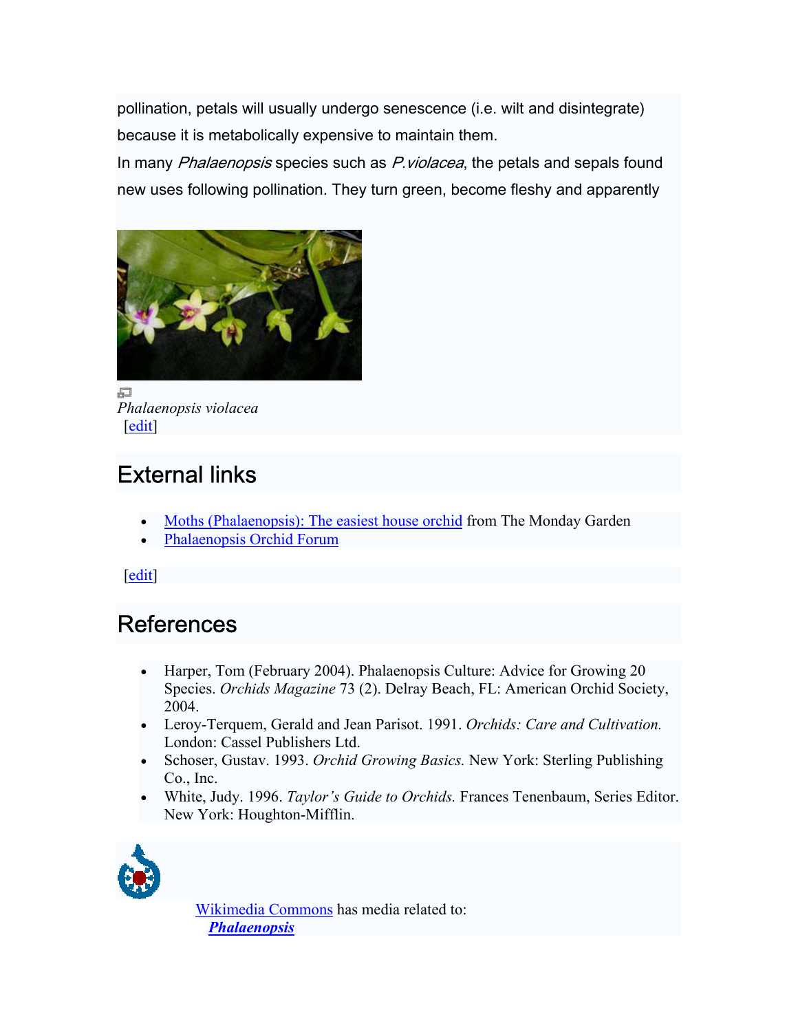pollination, petals will usually undergo senescence (i.e. wilt and disintegrate) because it is metabolically expensive to maintain them.

In many *Phalaenopsis* species such as *P.violacea*, the petals and sepals found new uses following pollination. They turn green, become fleshy and apparently

*Phalaenopsis violacea*

[edit]

## External links

- Moths (Phalaenopsis): The easiest house orchid from The Monday Garden
- Phalaenopsis Orchid Forum

[edit]

## References

- Harper, Tom (February 2004). Phalaenopsis Culture: Advice for Growing 20 Species. *Orchids Magazine* 73 (2). Delray Beach, FL: American Orchid Society, 2004.
- Leroy-Terquem, Gerald and Jean Parisot. 1991. *Orchids: Care and Cultivation.* London: Cassel Publishers Ltd.
- Schoser, Gustav. 1993. *Orchid Growing Basics.* New York: Sterling Publishing Co., Inc.
- White, Judy. 1996. *Taylor's Guide to Orchids.* Frances Tenenbaum, Series Editor. New York: Houghton-Mifflin.

Wikimedia Commons has media related to:
***Phalaenopsis***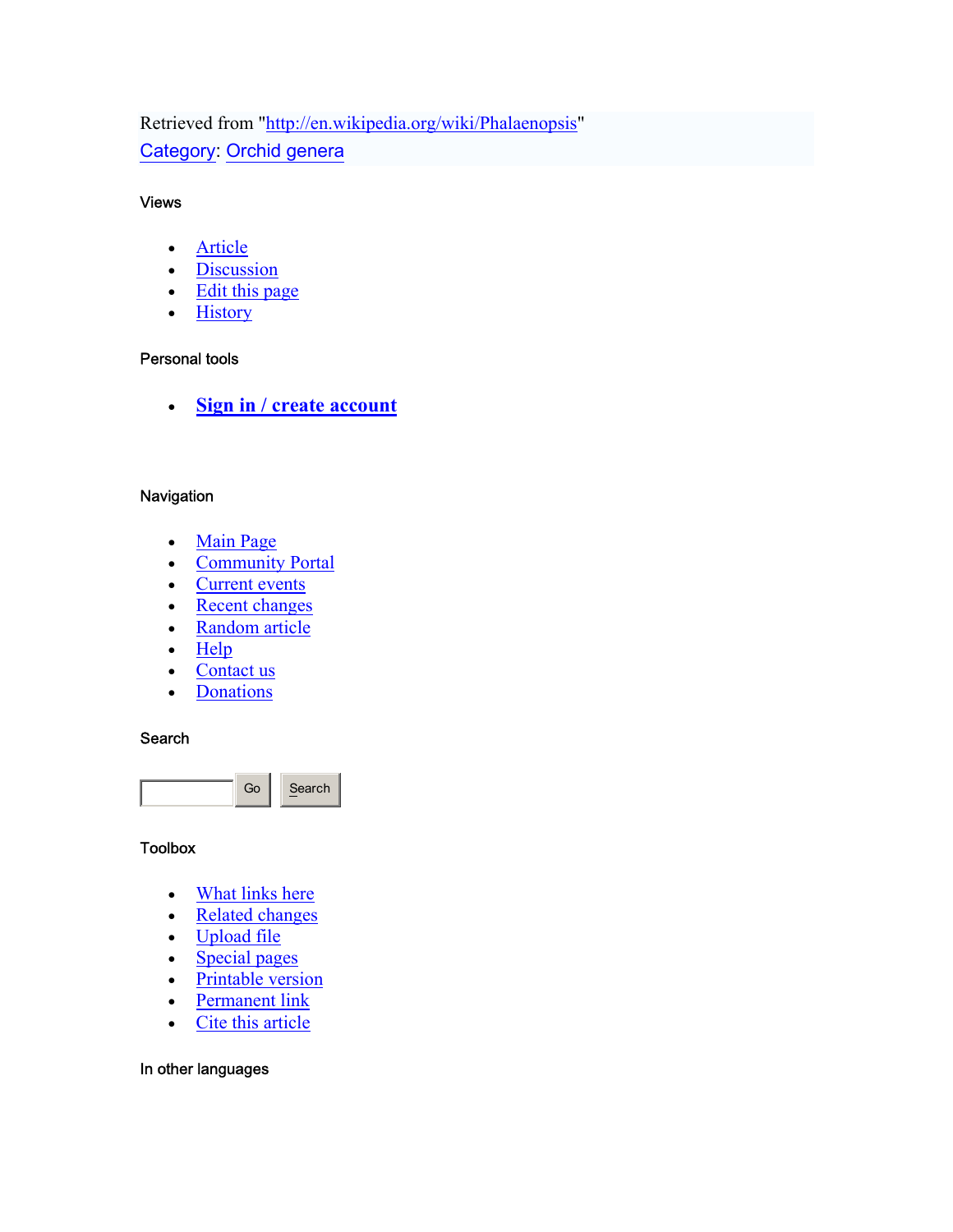Retrieved from "http://en.wikipedia.org/wiki/Phalaenopsis"

Category: Orchid genera

### Views

- Article
- Discussion
- Edit this page
- History

### Personal tools

- **Sign in / create account**

### Navigation

- Main Page
- Community Portal
- Current events
- Recent changes
- Random article
- Help
- Contact us
- Donations

### Search

Go Search

### Toolbox

- What links here
- Related changes
- Upload file
- Special pages
- Printable version
- Permanent link
- Cite this article

### In other languages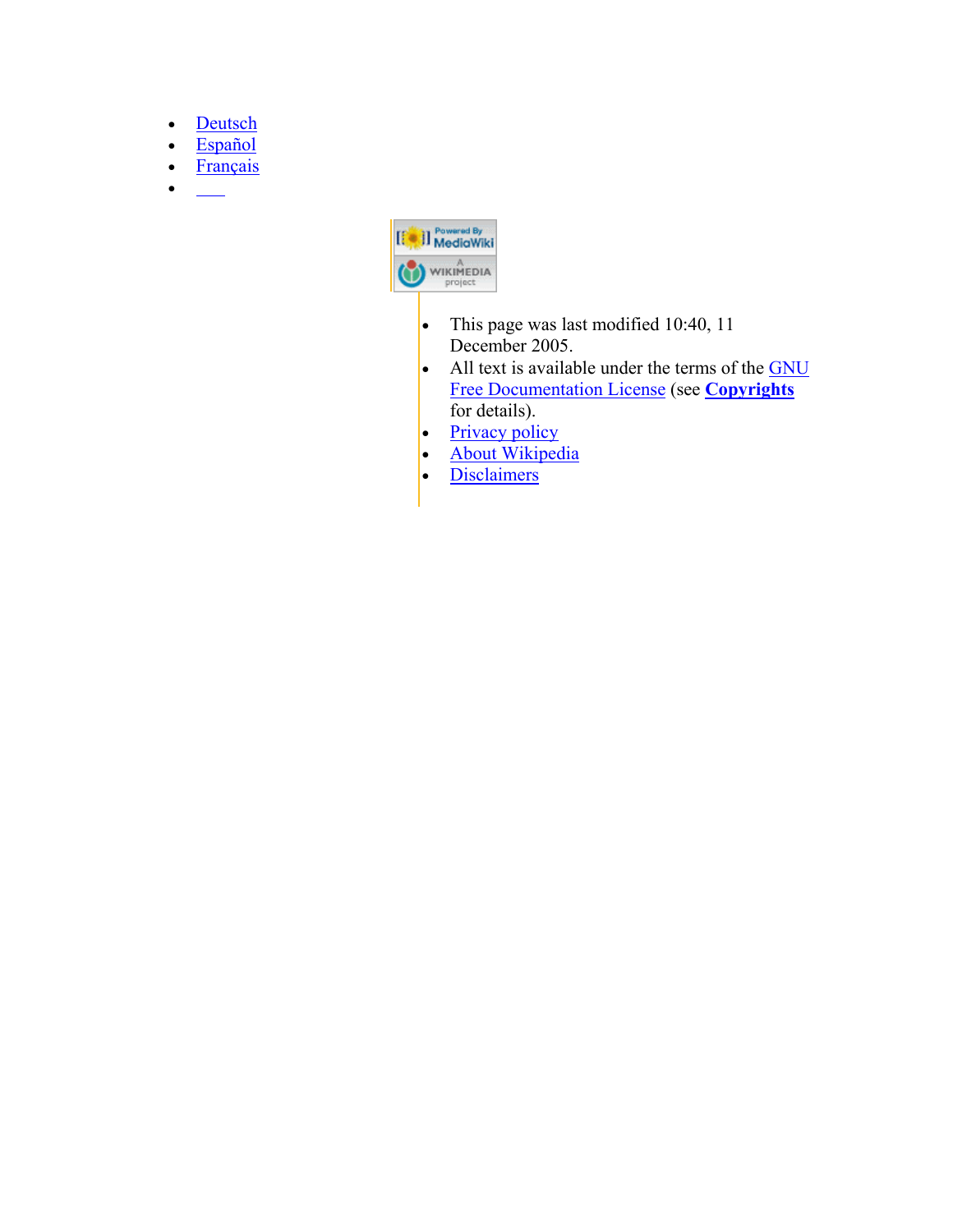- Deutsch
- Español
- Français
- 

- This page was last modified 10:40, 11 December 2005.
- All text is available under the terms of the GNU Free Documentation License (see **Copyrights** for details).
- Privacy policy
- About Wikipedia
- Disclaimers